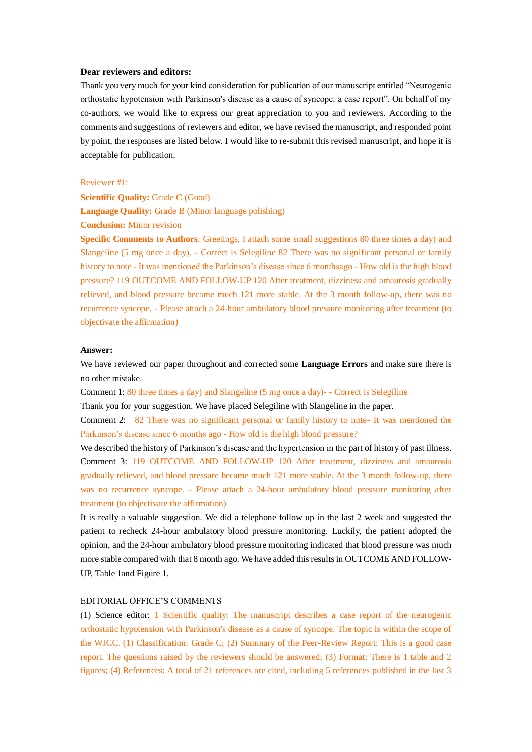**Dear reviewers and editors:**

Thank you very much for your kind consideration for publication of our manuscript entitled "Neurogenic orthostatic hypotension with Parkinson's disease as a cause of syncope: a case report". On behalf of my co-authors, we would like to express our great appreciation to you and reviewers. According to the comments and suggestions of reviewers and editor, we have revised the manuscript, and responded point by point, the responses are listed below. I would like to re-submit this revised manuscript, and hope it is acceptable for publication.

Reviewer #1:

**Scientific Quality:** Grade C (Good)

**Language Quality:** Grade B (Minor language polishing)

**Conclusion:** Minor revision

**Specific Comments to Authors**: Greetings, I attach some small suggestions 80 three times a day) and Slangeline (5 mg once a day). - Correct is Selegiline 82 There was no significant personal or family history to note - It was mentioned the Parkinson's disease since 6 monthsago - How old is the high blood pressure? 119 OUTCOME AND FOLLOW-UP 120 After treatment, dizziness and amaurosis gradually relieved, and blood pressure became much 121 more stable. At the 3 month follow-up, there was no recurrence syncope. - Please attach a 24-hour ambulatory blood pressure monitoring after treatment (to objectivate the affirmation)

**Answer:**

We have reviewed our paper throughout and corrected some **Language Errors** and make sure there is no other mistake.

Comment 1: 80 three times a day) and Slangeline (5 mg once a day)- - Correct is Selegiline

Thank you for your suggestion. We have placed Selegiline with Slangeline in the paper.

Comment 2: 82 There was no significant personal or family history to note- It was mentioned the Parkinson's disease since 6 months ago - How old is the high blood pressure?

We described the history of Parkinson's disease and the hypertension in the part of history of past illness.

Comment 3: 119 OUTCOME AND FOLLOW-UP 120 After treatment, dizziness and amaurosis gradually relieved, and blood pressure became much 121 more stable. At the 3 month follow-up, there was no recurrence syncope. - Please attach a 24-hour ambulatory blood pressure monitoring after treatment (to objectivate the affirmation)

It is really a valuable suggestion. We did a telephone follow up in the last 2 week and suggested the patient to recheck 24-hour ambulatory blood pressure monitoring. Luckily, the patient adopted the opinion, and the 24-hour ambulatory blood pressure monitoring indicated that blood pressure was much more stable compared with that 8 month ago. We have added this results in OUTCOME AND FOLLOW-UP, Table 1and Figure 1.

EDITORIAL OFFICE'S COMMENTS

(1) Science editor: 1 Scientific quality: The manuscript describes a case report of the neurogenic orthostatic hypotension with Parkinson's disease as a cause of syncope. The topic is within the scope of the WJCC. (1) Classification: Grade C; (2) Summary of the Peer-Review Report: This is a good case report. The questions raised by the reviewers should be answered; (3) Format: There is 1 table and 2 figures; (4) References: A total of 21 references are cited, including 5 references published in the last 3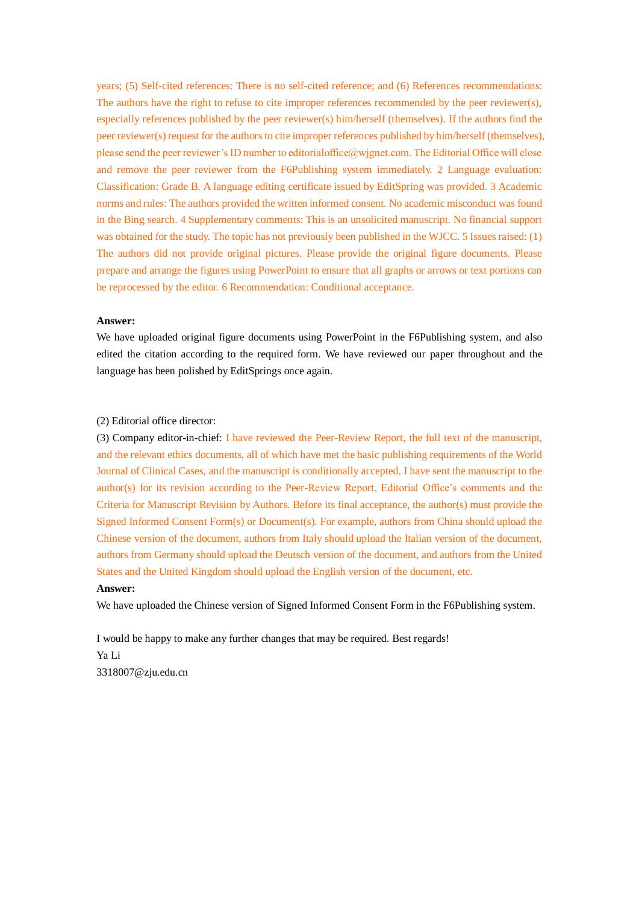years; (5) Self-cited references: There is no self-cited reference; and (6) References recommendations: The authors have the right to refuse to cite improper references recommended by the peer reviewer(s), especially references published by the peer reviewer(s) him/herself (themselves). If the authors find the peer reviewer(s) request for the authors to cite improper references published by him/herself (themselves), please send the peer reviewer's ID number to editorialoffice@wjgnet.com. The Editorial Office will close and remove the peer reviewer from the F6Publishing system immediately. 2 Language evaluation: Classification: Grade B. A language editing certificate issued by EditSpring was provided. 3 Academic norms and rules: The authors provided the written informed consent. No academic misconduct was found in the Bing search. 4 Supplementary comments: This is an unsolicited manuscript. No financial support was obtained for the study. The topic has not previously been published in the WJCC. 5 Issues raised: (1) The authors did not provide original pictures. Please provide the original figure documents. Please prepare and arrange the figures using PowerPoint to ensure that all graphs or arrows or text portions can be reprocessed by the editor. 6 Recommendation: Conditional acceptance.

**Answer:**

We have uploaded original figure documents using PowerPoint in the F6Publishing system, and also edited the citation according to the required form. We have reviewed our paper throughout and the language has been polished by EditSprings once again.

(2) Editorial office director:

(3) Company editor-in-chief: I have reviewed the Peer-Review Report, the full text of the manuscript, and the relevant ethics documents, all of which have met the basic publishing requirements of the World Journal of Clinical Cases, and the manuscript is conditionally accepted. I have sent the manuscript to the author(s) for its revision according to the Peer-Review Report, Editorial Office's comments and the Criteria for Manuscript Revision by Authors. Before its final acceptance, the author(s) must provide the Signed Informed Consent Form(s) or Document(s). For example, authors from China should upload the Chinese version of the document, authors from Italy should upload the Italian version of the document, authors from Germany should upload the Deutsch version of the document, and authors from the United States and the United Kingdom should upload the English version of the document, etc.

**Answer:**

We have uploaded the Chinese version of Signed Informed Consent Form in the F6Publishing system.

I would be happy to make any further changes that may be required. Best regards!

Ya Li

3318007@zju.edu.cn